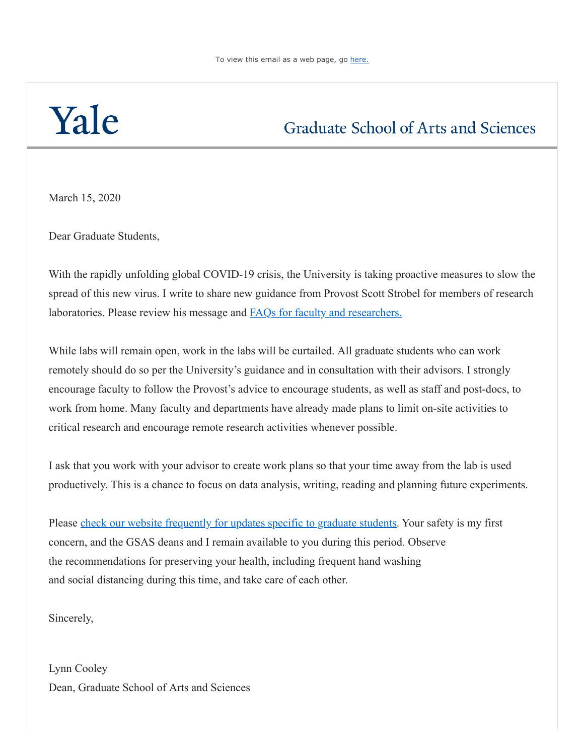To view this email as a web page, go [here.]

# Yale

## Graduate School of Arts and Sciences

March 15, 2020

Dear Graduate Students,

With the rapidly unfolding global COVID-19 crisis, the University is taking proactive measures to slow the spread of this new virus. I write to share new guidance from Provost Scott Strobel for members of research laboratories. Please review his message and [FAQs for faculty and researchers.]

While labs will remain open, work in the labs will be curtailed. All graduate students who can work remotely should do so per the University's guidance and in consultation with their advisors. I strongly encourage faculty to follow the Provost's advice to encourage students, as well as staff and post-docs, to work from home. Many faculty and departments have already made plans to limit on-site activities to critical research and encourage remote research activities whenever possible.

I ask that you work with your advisor to create work plans so that your time away from the lab is used productively. This is a chance to focus on data analysis, writing, reading and planning future experiments.

Please [check our website frequently for updates specific to graduate students]. Your safety is my first concern, and the GSAS deans and I remain available to you during this period. Observe the recommendations for preserving your health, including frequent hand washing and social distancing during this time, and take care of each other.

Sincerely,

Lynn Cooley
Dean, Graduate School of Arts and Sciences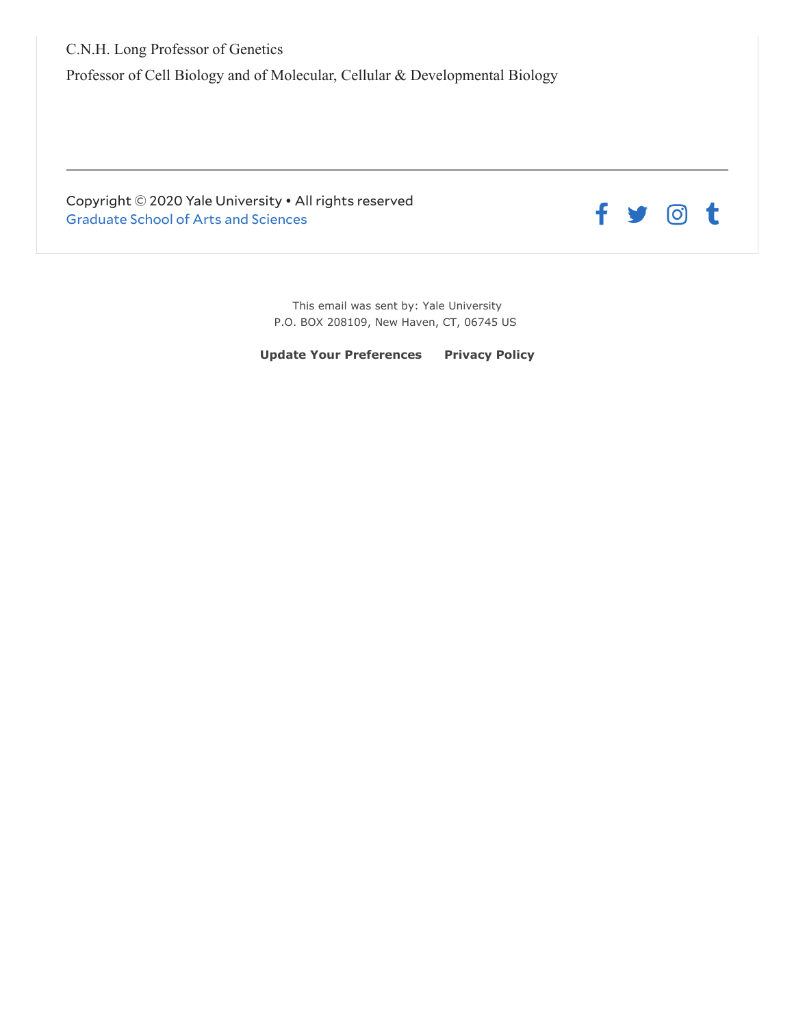C.N.H. Long Professor of Genetics

Professor of Cell Biology and of Molecular, Cellular & Developmental Biology

---

Copyright © 2020 Yale University • All rights reserved

Graduate School of Arts and Sciences

This email was sent by: Yale University
P.O. BOX 208109, New Haven, CT, 06745 US

**Update Your Preferences** **Privacy Policy**